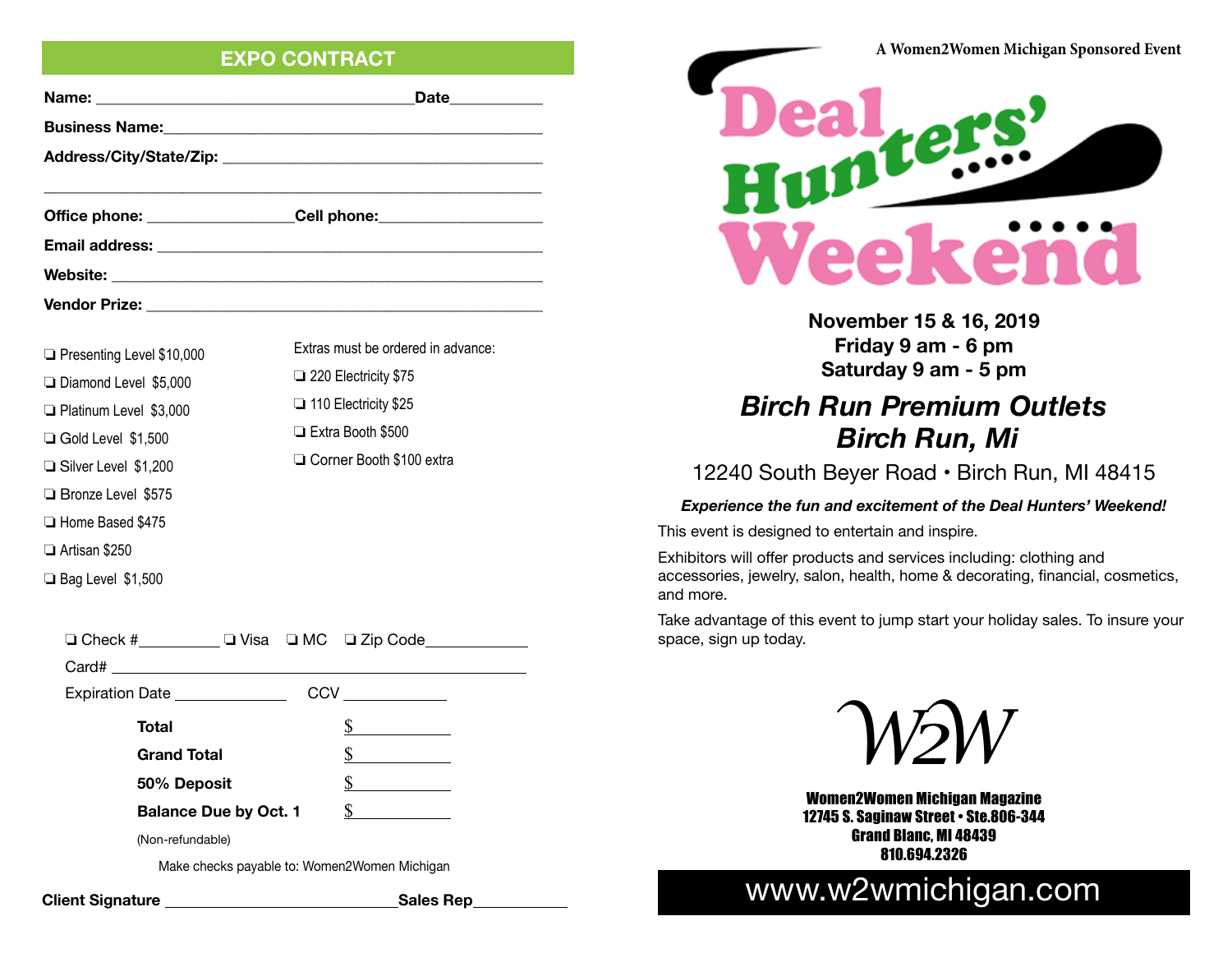## EXPO CONTRACT

**Name:** ______________________________ **Date** __________

**Business Name:** ______________________________

**Address/City/State/Zip:** ______________________________

______________________________

**Office phone:** ______________ **Cell phone:** ______________

**Email address:** ______________________________

**Website:** ______________________________

**Vendor Prize:** ______________________________

- ❑ Presenting Level $10,000
- ❑ Diamond Level $5,000
- ❑ Platinum Level $3,000
- ❑ Gold Level $1,500
- ❑ Silver Level $1,200
- ❑ Bronze Level $575
- ❑ Home Based $475
- ❑ Artisan $250
- ❑ Bag Level $1,500

Extras must be ordered in advance:

- ❑ 220 Electricity $75
- ❑ 110 Electricity $25
- ❑ Extra Booth $500
- ❑ Corner Booth $100 extra

❑ Check # __________ ❑ Visa ❑ MC ❑ Zip Code __________

Card# ______________________________

Expiration Date ____________ CCV ____________

| | |
|---|---|
| **Total** | $ ________ |
| **Grand Total** | $ ________ |
| **50% Deposit** | $ ________ |
| **Balance Due by Oct. 1** | $ ________ |

(Non-refundable)

Make checks payable to: Women2Women Michigan

**Client Signature** ______________________ **Sales Rep** __________

A Women2Women Michigan Sponsored Event

# Deal Hunters' Weekend

**November 15 & 16, 2019**
**Friday 9 am - 6 pm**
**Saturday 9 am - 5 pm**

## *Birch Run Premium Outlets*
## *Birch Run, Mi*

12240 South Beyer Road • Birch Run, MI 48415

***Experience the fun and excitement of the Deal Hunters' Weekend!***

This event is designed to entertain and inspire.

Exhibitors will offer products and services including: clothing and accessories, jewelry, salon, health, home & decorating, financial, cosmetics, and more.

Take advantage of this event to jump start your holiday sales. To insure your space, sign up today.

W2W

**Women2Women Michigan Magazine**
**12745 S. Saginaw Street • Ste.806-344**
**Grand Blanc, MI 48439**
**810.694.2326**

www.w2wmichigan.com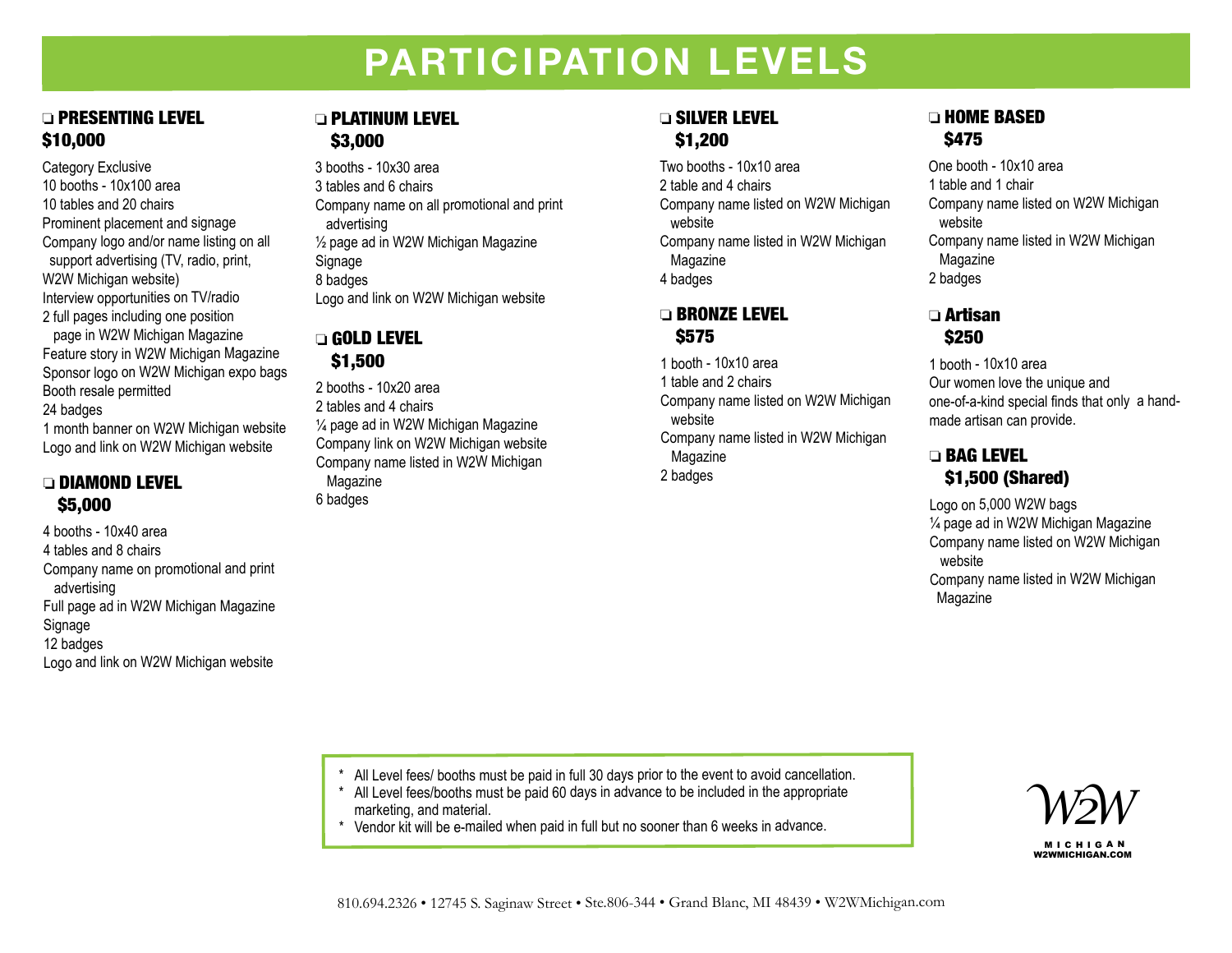# PARTICIPATION LEVELS

## ❑ PRESENTING LEVEL
## $10,000

Category Exclusive
10 booths - 10x100 area
10 tables and 20 chairs
Prominent placement and signage
Company logo and/or name listing on all support advertising (TV, radio, print, W2W Michigan website)
Interview opportunities on TV/radio
2 full pages including one position page in W2W Michigan Magazine
Feature story in W2W Michigan Magazine
Sponsor logo on W2W Michigan expo bags
Booth resale permitted
24 badges
1 month banner on W2W Michigan website
Logo and link on W2W Michigan website

## ❑ DIAMOND LEVEL
## $5,000

4 booths - 10x40 area
4 tables and 8 chairs
Company name on promotional and print advertising
Full page ad in W2W Michigan Magazine
Signage
12 badges
Logo and link on W2W Michigan website

## ❑ PLATINUM LEVEL
## $3,000

3 booths - 10x30 area
3 tables and 6 chairs
Company name on all promotional and print advertising
½ page ad in W2W Michigan Magazine
Signage
8 badges
Logo and link on W2W Michigan website

## ❑ GOLD LEVEL
## $1,500

2 booths - 10x20 area
2 tables and 4 chairs
¼ page ad in W2W Michigan Magazine
Company link on W2W Michigan website
Company name listed in W2W Michigan Magazine
6 badges

## ❑ SILVER LEVEL
## $1,200

Two booths - 10x10 area
2 table and 4 chairs
Company name listed on W2W Michigan website
Company name listed in W2W Michigan Magazine
4 badges

## ❑ BRONZE LEVEL
## $575

1 booth - 10x10 area
1 table and 2 chairs
Company name listed on W2W Michigan website
Company name listed in W2W Michigan Magazine
2 badges

## ❑ HOME BASED
## $475

One booth - 10x10 area
1 table and 1 chair
Company name listed on W2W Michigan website
Company name listed in W2W Michigan Magazine
2 badges

## ❑ Artisan
## $250

1 booth - 10x10 area
Our women love the unique and one-of-a-kind special finds that only a hand-made artisan can provide.

## ❑ BAG LEVEL
## $1,500 (Shared)

Logo on 5,000 W2W bags
¼ page ad in W2W Michigan Magazine
Company name listed on W2W Michigan website
Company name listed in W2W Michigan Magazine

---

\* All Level fees/ booths must be paid in full 30 days prior to the event to avoid cancellation.
\* All Level fees/booths must be paid 60 days in advance to be included in the appropriate marketing, and material.
\* Vendor kit will be e-mailed when paid in full but no sooner than 6 weeks in advance.

W2W
MICHIGAN
W2WMICHIGAN.COM

810.694.2326 • 12745 S. Saginaw Street • Ste.806-344 • Grand Blanc, MI 48439 • W2WMichigan.com